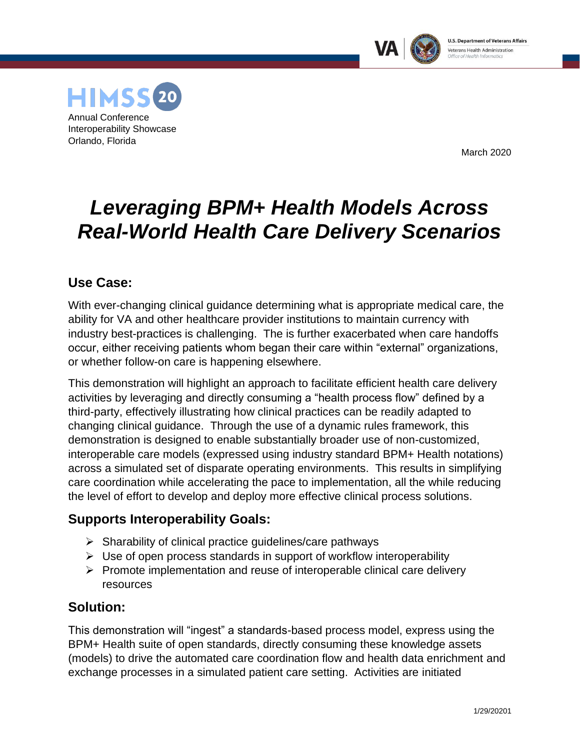HIMSS20

Annual Conference
Interoperability Showcase
Orlando, Florida

March 2020

# *Leveraging BPM+ Health Models Across Real-World Health Care Delivery Scenarios*

## Use Case:

With ever-changing clinical guidance determining what is appropriate medical care, the ability for VA and other healthcare provider institutions to maintain currency with industry best-practices is challenging. The is further exacerbated when care handoffs occur, either receiving patients whom began their care within "external" organizations, or whether follow-on care is happening elsewhere.

This demonstration will highlight an approach to facilitate efficient health care delivery activities by leveraging and directly consuming a "health process flow" defined by a third-party, effectively illustrating how clinical practices can be readily adapted to changing clinical guidance. Through the use of a dynamic rules framework, this demonstration is designed to enable substantially broader use of non-customized, interoperable care models (expressed using industry standard BPM+ Health notations) across a simulated set of disparate operating environments. This results in simplifying care coordination while accelerating the pace to implementation, all the while reducing the level of effort to develop and deploy more effective clinical process solutions.

## Supports Interoperability Goals:

- Sharability of clinical practice guidelines/care pathways
- Use of open process standards in support of workflow interoperability
- Promote implementation and reuse of interoperable clinical care delivery resources

## Solution:

This demonstration will "ingest" a standards-based process model, express using the BPM+ Health suite of open standards, directly consuming these knowledge assets (models) to drive the automated care coordination flow and health data enrichment and exchange processes in a simulated patient care setting. Activities are initiated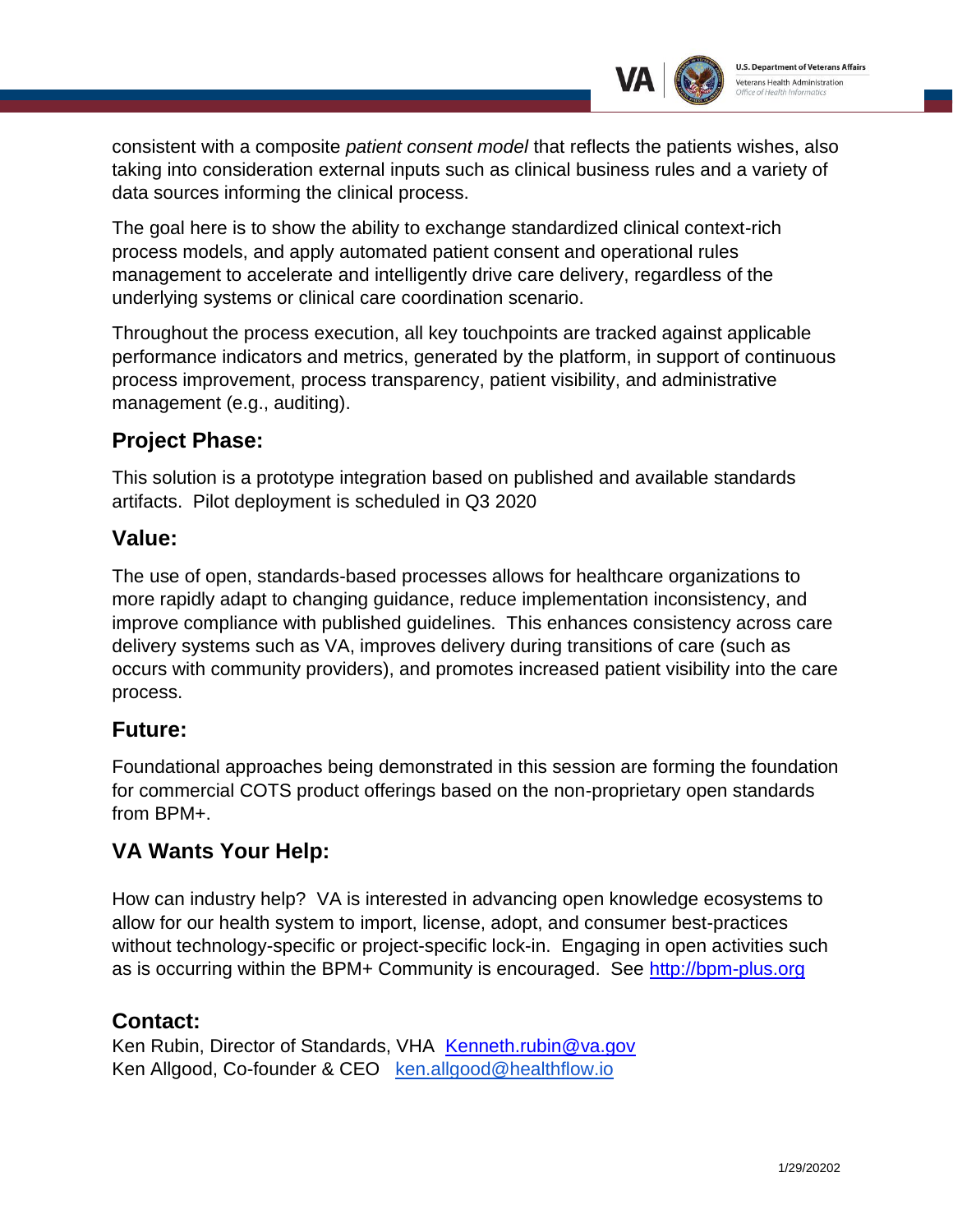consistent with a composite *patient consent model* that reflects the patients wishes, also taking into consideration external inputs such as clinical business rules and a variety of data sources informing the clinical process.

The goal here is to show the ability to exchange standardized clinical context-rich process models, and apply automated patient consent and operational rules management to accelerate and intelligently drive care delivery, regardless of the underlying systems or clinical care coordination scenario.

Throughout the process execution, all key touchpoints are tracked against applicable performance indicators and metrics, generated by the platform, in support of continuous process improvement, process transparency, patient visibility, and administrative management (e.g., auditing).

## Project Phase:

This solution is a prototype integration based on published and available standards artifacts. Pilot deployment is scheduled in Q3 2020

## Value:

The use of open, standards-based processes allows for healthcare organizations to more rapidly adapt to changing guidance, reduce implementation inconsistency, and improve compliance with published guidelines. This enhances consistency across care delivery systems such as VA, improves delivery during transitions of care (such as occurs with community providers), and promotes increased patient visibility into the care process.

## Future:

Foundational approaches being demonstrated in this session are forming the foundation for commercial COTS product offerings based on the non-proprietary open standards from BPM+.

## VA Wants Your Help:

How can industry help? VA is interested in advancing open knowledge ecosystems to allow for our health system to import, license, adopt, and consumer best-practices without technology-specific or project-specific lock-in. Engaging in open activities such as is occurring within the BPM+ Community is encouraged. See [http://bpm-plus.org](http://bpm-plus.org)

## Contact:

Ken Rubin, Director of Standards, VHA [Kenneth.rubin@va.gov](mailto:Kenneth.rubin@va.gov)
Ken Allgood, Co-founder & CEO [ken.allgood@healthflow.io](mailto:ken.allgood@healthflow.io)

1/29/20202